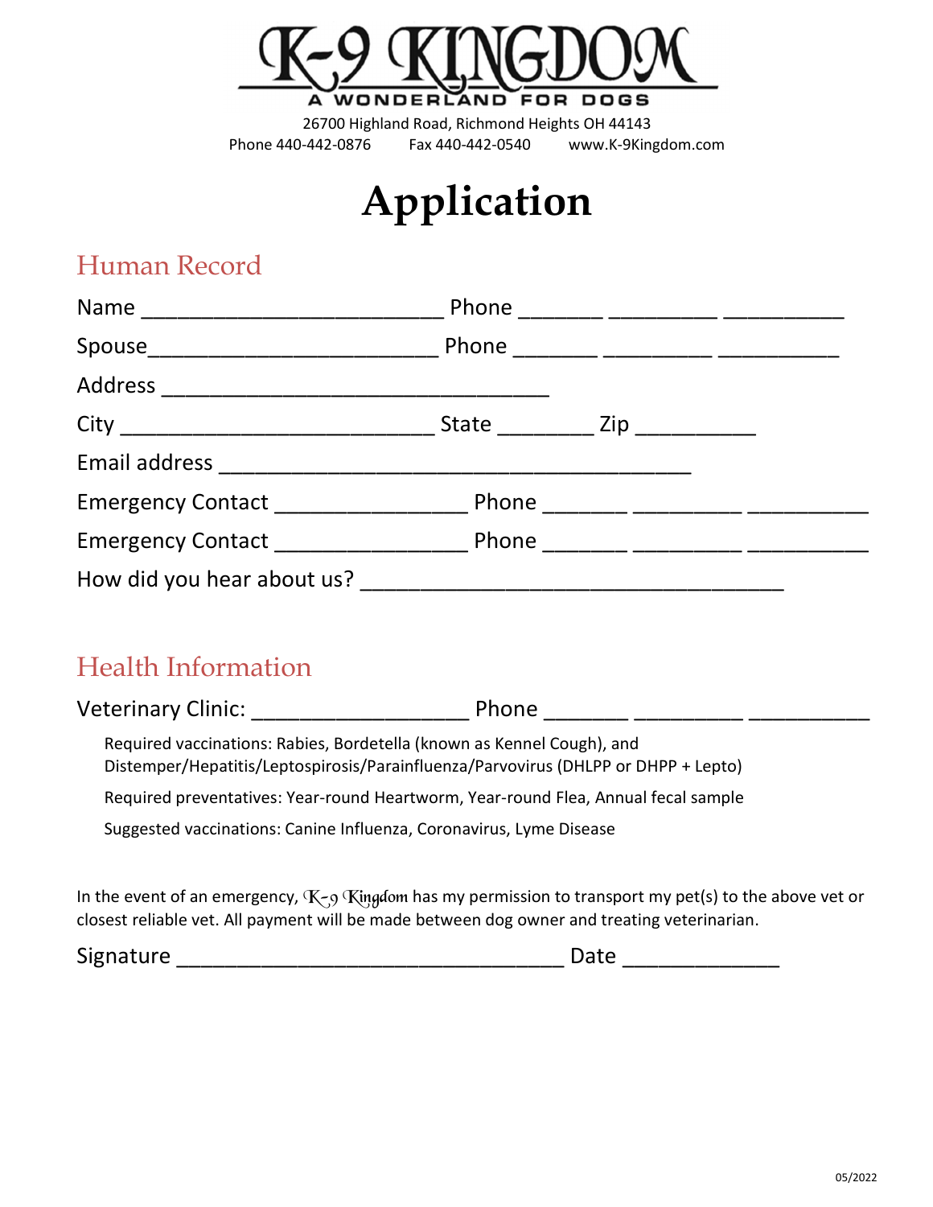# K-9 KINGDOM

A WONDERLAND FOR DOGS

26700 Highland Road, Richmond Heights OH 44143

Phone 440-442-0876 Fax 440-442-0540 www.K-9Kingdom.com

# Application

## Human Record

Name ________________________ Phone _______ _________ __________

Spouse________________________ Phone _______ _________ __________

Address _______________________________

City ________________________ State ________ Zip __________

Email address ______________________________________

Emergency Contact _______________ Phone _______ _________ __________

Emergency Contact _______________ Phone _______ _________ __________

How did you hear about us? __________________________________

## Health Information

Veterinary Clinic: _________________ Phone _______ _________ __________

Required vaccinations: Rabies, Bordetella (known as Kennel Cough), and Distemper/Hepatitis/Leptospirosis/Parainfluenza/Parvovirus (DHLPP or DHPP + Lepto)

Required preventatives: Year-round Heartworm, Year-round Flea, Annual fecal sample

Suggested vaccinations: Canine Influenza, Coronavirus, Lyme Disease

In the event of an emergency, K-9 Kingdom has my permission to transport my pet(s) to the above vet or closest reliable vet. All payment will be made between dog owner and treating veterinarian.

Signature _______________________________ Date _____________

05/2022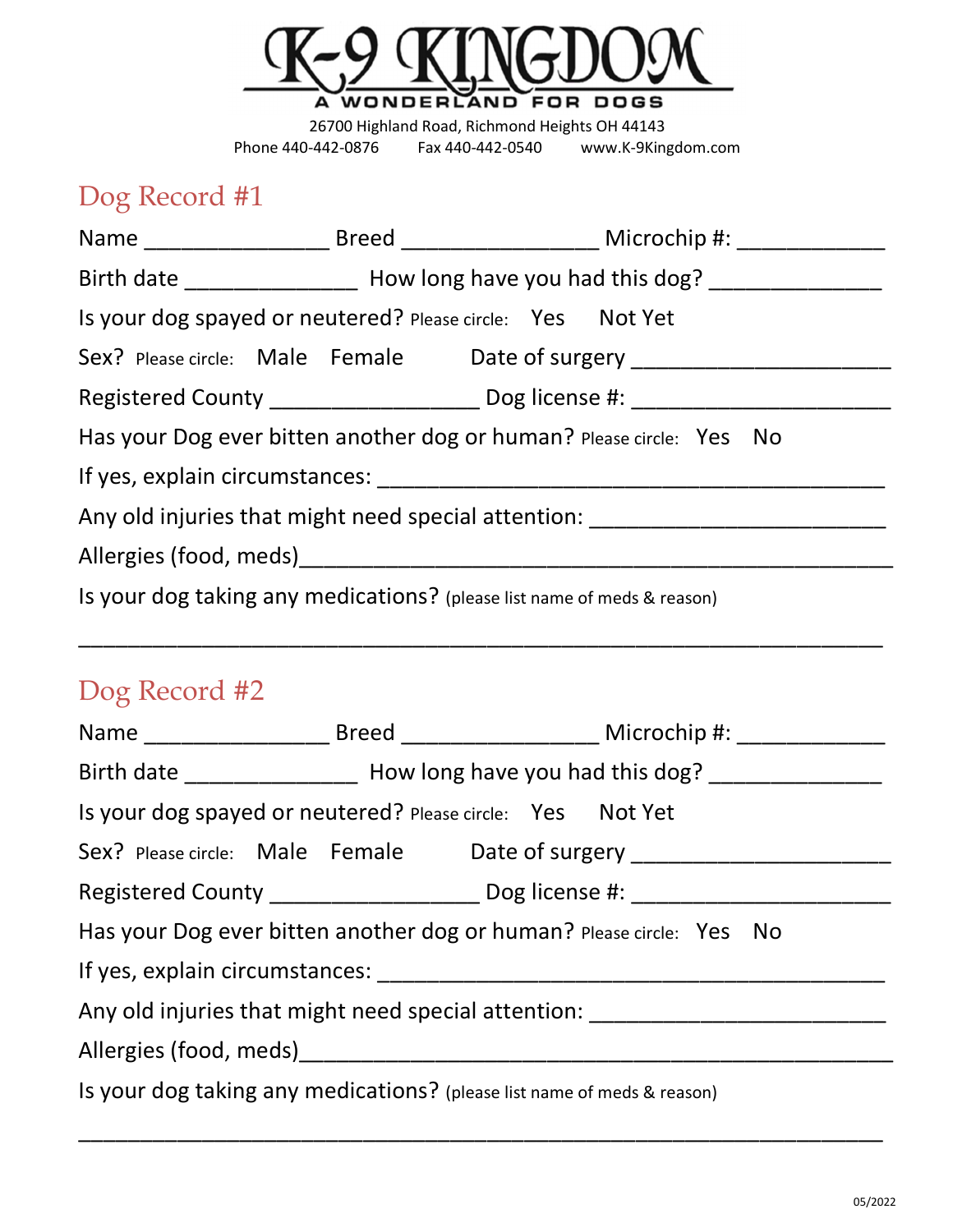# K-9 KINGDOM

A WONDERLAND FOR DOGS

26700 Highland Road, Richmond Heights OH 44143

Phone 440-442-0876 Fax 440-442-0540 www.K-9Kingdom.com

## Dog Record #1

Name _______________ Breed ________________ Microchip #: ____________

Birth date ______________ How long have you had this dog? ______________

Is your dog spayed or neutered? Please circle: Yes Not Yet

Sex? Please circle: Male Female Date of surgery _____________________

Registered County _________________ Dog license #: _____________________

Has your Dog ever bitten another dog or human? Please circle: Yes No

If yes, explain circumstances: __________________________________________

Any old injuries that might need special attention: ________________________

Allergies (food, meds)__________________________________________________

Is your dog taking any medications? (please list name of meds & reason)

_________________________________________________________________

## Dog Record #2

Name _______________ Breed ________________ Microchip #: ____________

Birth date ______________ How long have you had this dog? ______________

Is your dog spayed or neutered? Please circle: Yes Not Yet

Sex? Please circle: Male Female Date of surgery _____________________

Registered County _________________ Dog license #: _____________________

Has your Dog ever bitten another dog or human? Please circle: Yes No

If yes, explain circumstances: __________________________________________

Any old injuries that might need special attention: ________________________

Allergies (food, meds)__________________________________________________

Is your dog taking any medications? (please list name of meds & reason)

_________________________________________________________________

05/2022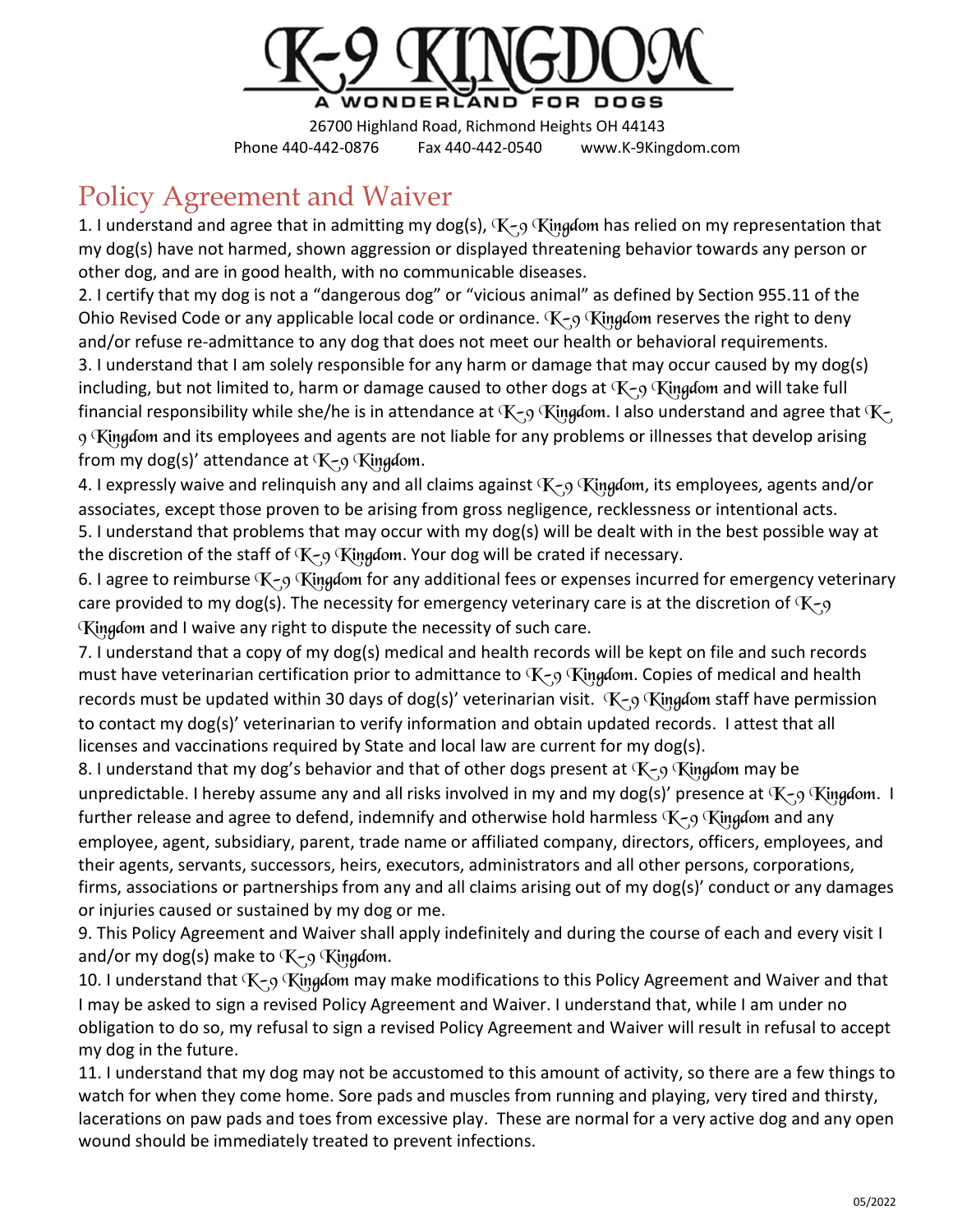# K-9 KINGDOM

A WONDERLAND FOR DOGS

26700 Highland Road, Richmond Heights OH 44143

Phone 440-442-0876 Fax 440-442-0540 www.K-9Kingdom.com

## Policy Agreement and Waiver

1. I understand and agree that in admitting my dog(s), K-9 Kingdom has relied on my representation that my dog(s) have not harmed, shown aggression or displayed threatening behavior towards any person or other dog, and are in good health, with no communicable diseases.
2. I certify that my dog is not a "dangerous dog" or "vicious animal" as defined by Section 955.11 of the Ohio Revised Code or any applicable local code or ordinance. K-9 Kingdom reserves the right to deny and/or refuse re-admittance to any dog that does not meet our health or behavioral requirements.
3. I understand that I am solely responsible for any harm or damage that may occur caused by my dog(s) including, but not limited to, harm or damage caused to other dogs at K-9 Kingdom and will take full financial responsibility while she/he is in attendance at K-9 Kingdom. I also understand and agree that K-9 Kingdom and its employees and agents are not liable for any problems or illnesses that develop arising from my dog(s)' attendance at K-9 Kingdom.
4. I expressly waive and relinquish any and all claims against K-9 Kingdom, its employees, agents and/or associates, except those proven to be arising from gross negligence, recklessness or intentional acts.
5. I understand that problems that may occur with my dog(s) will be dealt with in the best possible way at the discretion of the staff of K-9 Kingdom. Your dog will be crated if necessary.
6. I agree to reimburse K-9 Kingdom for any additional fees or expenses incurred for emergency veterinary care provided to my dog(s). The necessity for emergency veterinary care is at the discretion of K-9 Kingdom and I waive any right to dispute the necessity of such care.
7. I understand that a copy of my dog(s) medical and health records will be kept on file and such records must have veterinarian certification prior to admittance to K-9 Kingdom. Copies of medical and health records must be updated within 30 days of dog(s)' veterinarian visit. K-9 Kingdom staff have permission to contact my dog(s)' veterinarian to verify information and obtain updated records. I attest that all licenses and vaccinations required by State and local law are current for my dog(s).
8. I understand that my dog's behavior and that of other dogs present at K-9 Kingdom may be unpredictable. I hereby assume any and all risks involved in my and my dog(s)' presence at K-9 Kingdom. I further release and agree to defend, indemnify and otherwise hold harmless K-9 Kingdom and any employee, agent, subsidiary, parent, trade name or affiliated company, directors, officers, employees, and their agents, servants, successors, heirs, executors, administrators and all other persons, corporations, firms, associations or partnerships from any and all claims arising out of my dog(s)' conduct or any damages or injuries caused or sustained by my dog or me.
9. This Policy Agreement and Waiver shall apply indefinitely and during the course of each and every visit I and/or my dog(s) make to K-9 Kingdom.
10. I understand that K-9 Kingdom may make modifications to this Policy Agreement and Waiver and that I may be asked to sign a revised Policy Agreement and Waiver. I understand that, while I am under no obligation to do so, my refusal to sign a revised Policy Agreement and Waiver will result in refusal to accept my dog in the future.
11. I understand that my dog may not be accustomed to this amount of activity, so there are a few things to watch for when they come home. Sore pads and muscles from running and playing, very tired and thirsty, lacerations on paw pads and toes from excessive play. These are normal for a very active dog and any open wound should be immediately treated to prevent infections.

05/2022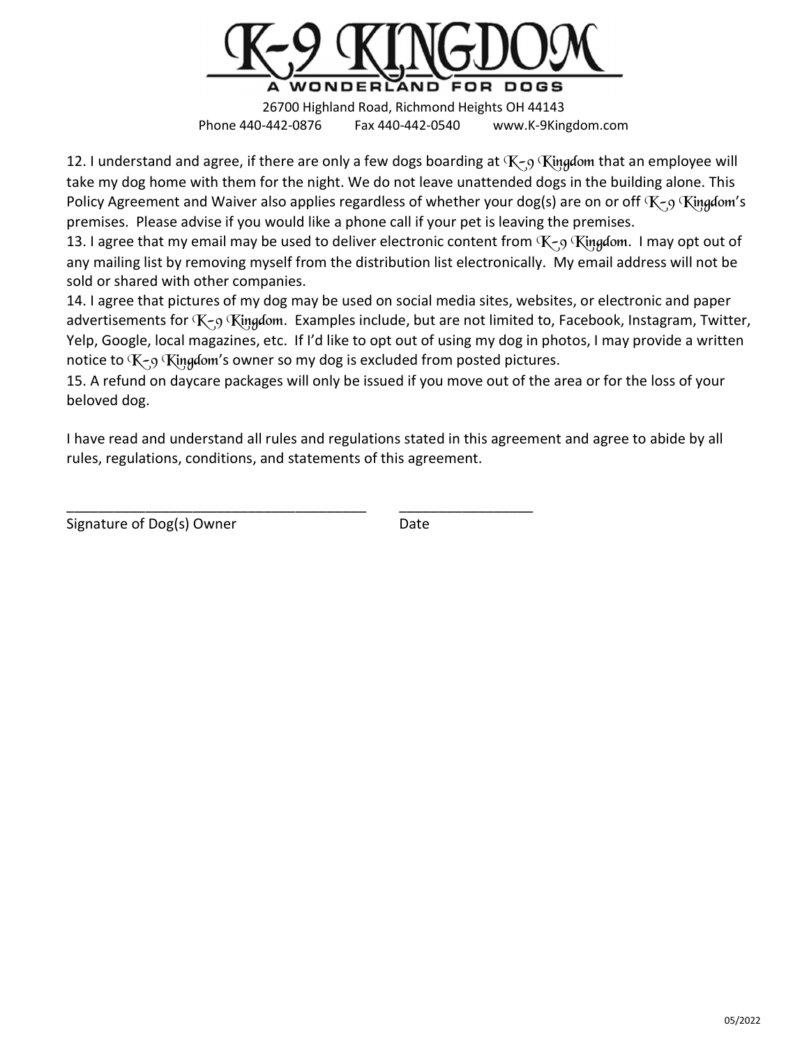# K-9 KINGDOM

**A WONDERLAND FOR DOGS**

26700 Highland Road, Richmond Heights OH 44143
Phone 440-442-0876 Fax 440-442-0540 www.K-9Kingdom.com

12. I understand and agree, if there are only a few dogs boarding at K-9 Kingdom that an employee will take my dog home with them for the night. We do not leave unattended dogs in the building alone. This Policy Agreement and Waiver also applies regardless of whether your dog(s) are on or off K-9 Kingdom's premises. Please advise if you would like a phone call if your pet is leaving the premises.
13. I agree that my email may be used to deliver electronic content from K-9 Kingdom. I may opt out of any mailing list by removing myself from the distribution list electronically. My email address will not be sold or shared with other companies.
14. I agree that pictures of my dog may be used on social media sites, websites, or electronic and paper advertisements for K-9 Kingdom. Examples include, but are not limited to, Facebook, Instagram, Twitter, Yelp, Google, local magazines, etc. If I'd like to opt out of using my dog in photos, I may provide a written notice to K-9 Kingdom's owner so my dog is excluded from posted pictures.
15. A refund on daycare packages will only be issued if you move out of the area or for the loss of your beloved dog.

I have read and understand all rules and regulations stated in this agreement and agree to abide by all rules, regulations, conditions, and statements of this agreement.

______________________________________ _________________
Signature of Dog(s) Owner Date

05/2022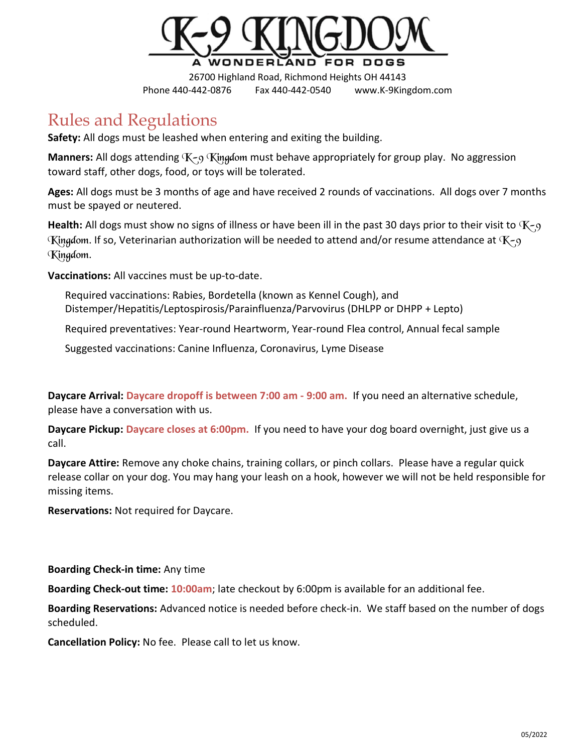# K-9 KINGDOM

A WONDERLAND FOR DOGS

26700 Highland Road, Richmond Heights OH 44143

Phone 440-442-0876 Fax 440-442-0540 www.K-9Kingdom.com

## Rules and Regulations

**Safety:** All dogs must be leashed when entering and exiting the building.

**Manners:** All dogs attending K-9 Kingdom must behave appropriately for group play. No aggression toward staff, other dogs, food, or toys will be tolerated.

**Ages:** All dogs must be 3 months of age and have received 2 rounds of vaccinations. All dogs over 7 months must be spayed or neutered.

**Health:** All dogs must show no signs of illness or have been ill in the past 30 days prior to their visit to K-9 Kingdom. If so, Veterinarian authorization will be needed to attend and/or resume attendance at K-9 Kingdom.

**Vaccinations:** All vaccines must be up-to-date.

Required vaccinations: Rabies, Bordetella (known as Kennel Cough), and Distemper/Hepatitis/Leptospirosis/Parainfluenza/Parvovirus (DHLPP or DHPP + Lepto)

Required preventatives: Year-round Heartworm, Year-round Flea control, Annual fecal sample

Suggested vaccinations: Canine Influenza, Coronavirus, Lyme Disease

**Daycare Arrival:** **Daycare dropoff is between 7:00 am - 9:00 am.** If you need an alternative schedule, please have a conversation with us.

**Daycare Pickup:** **Daycare closes at 6:00pm.** If you need to have your dog board overnight, just give us a call.

**Daycare Attire:** Remove any choke chains, training collars, or pinch collars. Please have a regular quick release collar on your dog. You may hang your leash on a hook, however we will not be held responsible for missing items.

**Reservations:** Not required for Daycare.

**Boarding Check-in time:** Any time

**Boarding Check-out time:** **10:00am**; late checkout by 6:00pm is available for an additional fee.

**Boarding Reservations:** Advanced notice is needed before check-in. We staff based on the number of dogs scheduled.

**Cancellation Policy:** No fee. Please call to let us know.

05/2022